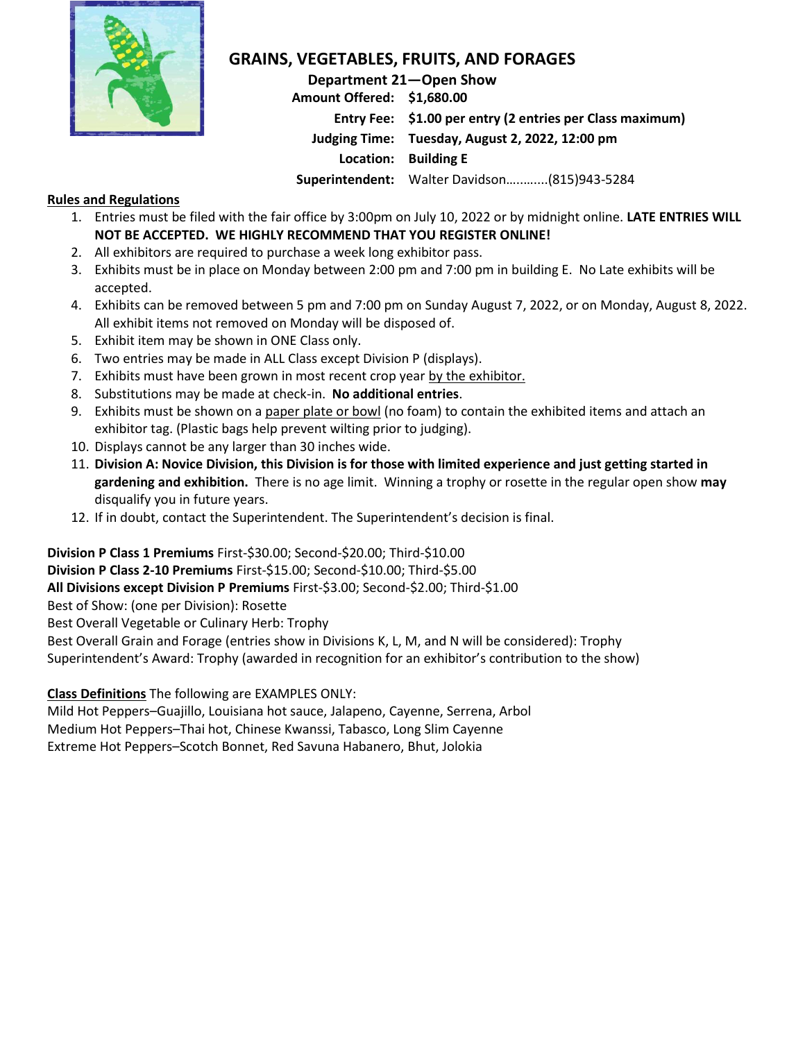# GRAINS, VEGETABLES, FRUITS, AND FORAGES

**Department 21—Open Show**

**Amount Offered:** **$1,680.00**
**Entry Fee:** **$1.00 per entry (2 entries per Class maximum)**
**Judging Time:** **Tuesday, August 2, 2022, 12:00 pm**
**Location:** **Building E**
**Superintendent:** Walter Davidson………..(815)943-5284

## Rules and Regulations

1. Entries must be filed with the fair office by 3:00pm on July 10, 2022 or by midnight online. **LATE ENTRIES WILL NOT BE ACCEPTED. WE HIGHLY RECOMMEND THAT YOU REGISTER ONLINE!**
2. All exhibitors are required to purchase a week long exhibitor pass.
3. Exhibits must be in place on Monday between 2:00 pm and 7:00 pm in building E. No Late exhibits will be accepted.
4. Exhibits can be removed between 5 pm and 7:00 pm on Sunday August 7, 2022, or on Monday, August 8, 2022. All exhibit items not removed on Monday will be disposed of.
5. Exhibit item may be shown in ONE Class only.
6. Two entries may be made in ALL Class except Division P (displays).
7. Exhibits must have been grown in most recent crop year by the exhibitor.
8. Substitutions may be made at check-in. **No additional entries**.
9. Exhibits must be shown on a paper plate or bowl (no foam) to contain the exhibited items and attach an exhibitor tag. (Plastic bags help prevent wilting prior to judging).
10. Displays cannot be any larger than 30 inches wide.
11. **Division A: Novice Division, this Division is for those with limited experience and just getting started in gardening and exhibition.** There is no age limit. Winning a trophy or rosette in the regular open show **may** disqualify you in future years.
12. If in doubt, contact the Superintendent. The Superintendent's decision is final.

**Division P Class 1 Premiums** First-$30.00; Second-$20.00; Third-$10.00
**Division P Class 2-10 Premiums** First-$15.00; Second-$10.00; Third-$5.00
**All Divisions except Division P Premiums** First-$3.00; Second-$2.00; Third-$1.00
Best of Show: (one per Division): Rosette
Best Overall Vegetable or Culinary Herb: Trophy
Best Overall Grain and Forage (entries show in Divisions K, L, M, and N will be considered): Trophy
Superintendent's Award: Trophy (awarded in recognition for an exhibitor's contribution to the show)

**Class Definitions** The following are EXAMPLES ONLY:
Mild Hot Peppers–Guajillo, Louisiana hot sauce, Jalapeno, Cayenne, Serrena, Arbol
Medium Hot Peppers–Thai hot, Chinese Kwanssi, Tabasco, Long Slim Cayenne
Extreme Hot Peppers–Scotch Bonnet, Red Savuna Habanero, Bhut, Jolokia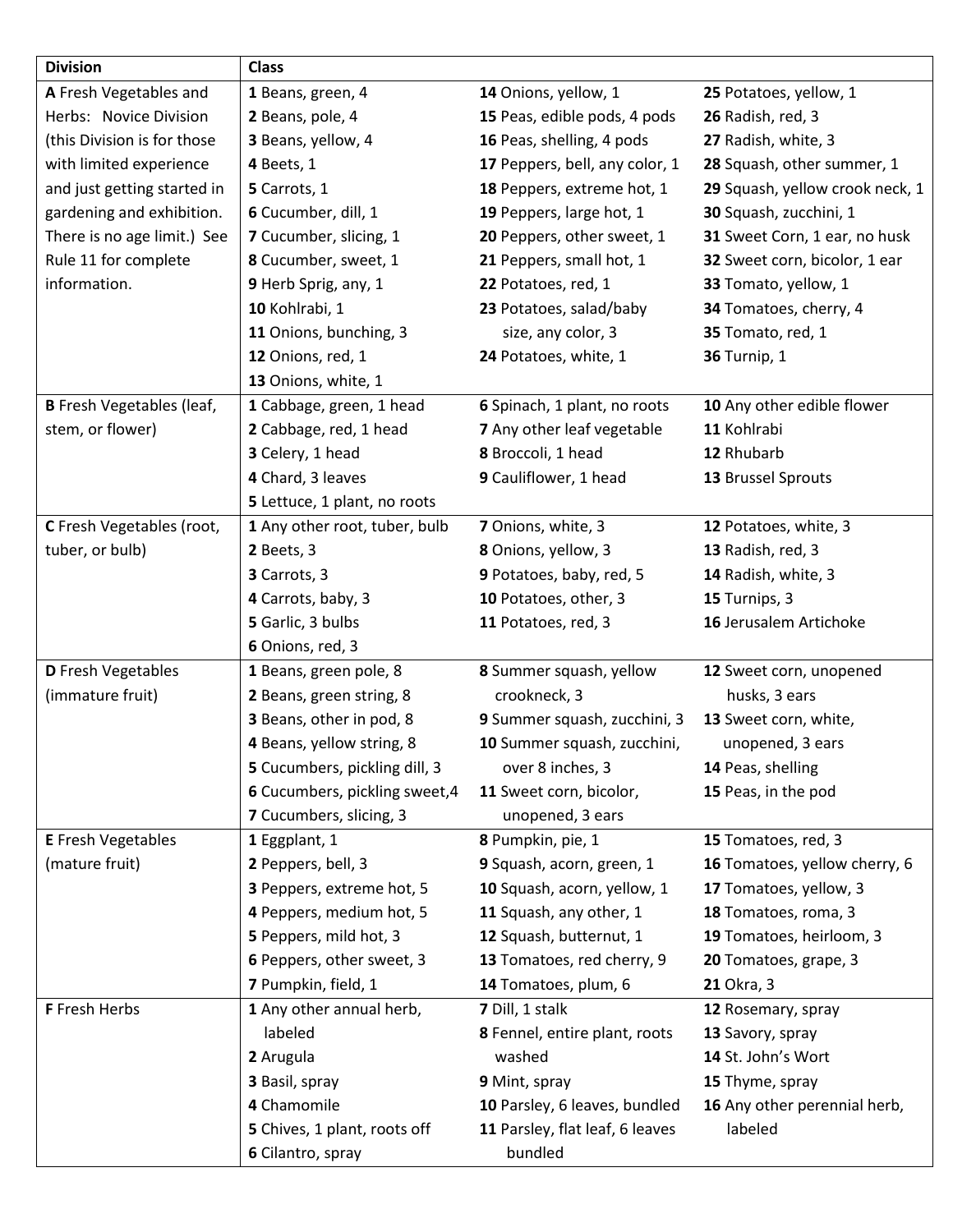| Division | Class | | |
|---|---|---|---|
| **A** Fresh Vegetables and Herbs: Novice Division (this Division is for those with limited experience and just getting started in gardening and exhibition. There is no age limit.) See Rule 11 for complete information. | **1** Beans, green, 4<br>**2** Beans, pole, 4<br>**3** Beans, yellow, 4<br>**4** Beets, 1<br>**5** Carrots, 1<br>**6** Cucumber, dill, 1<br>**7** Cucumber, slicing, 1<br>**8** Cucumber, sweet, 1<br>**9** Herb Sprig, any, 1<br>**10** Kohlrabi, 1<br>**11** Onions, bunching, 3<br>**12** Onions, red, 1<br>**13** Onions, white, 1 | **14** Onions, yellow, 1<br>**15** Peas, edible pods, 4 pods<br>**16** Peas, shelling, 4 pods<br>**17** Peppers, bell, any color, 1<br>**18** Peppers, extreme hot, 1<br>**19** Peppers, large hot, 1<br>**20** Peppers, other sweet, 1<br>**21** Peppers, small hot, 1<br>**22** Potatoes, red, 1<br>**23** Potatoes, salad/baby size, any color, 3<br>**24** Potatoes, white, 1 | **25** Potatoes, yellow, 1<br>**26** Radish, red, 3<br>**27** Radish, white, 3<br>**28** Squash, other summer, 1<br>**29** Squash, yellow crook neck, 1<br>**30** Squash, zucchini, 1<br>**31** Sweet Corn, 1 ear, no husk<br>**32** Sweet corn, bicolor, 1 ear<br>**33** Tomato, yellow, 1<br>**34** Tomatoes, cherry, 4<br>**35** Tomato, red, 1<br>**36** Turnip, 1 |
| **B** Fresh Vegetables (leaf, stem, or flower) | **1** Cabbage, green, 1 head<br>**2** Cabbage, red, 1 head<br>**3** Celery, 1 head<br>**4** Chard, 3 leaves<br>**5** Lettuce, 1 plant, no roots | **6** Spinach, 1 plant, no roots<br>**7** Any other leaf vegetable<br>**8** Broccoli, 1 head<br>**9** Cauliflower, 1 head | **10** Any other edible flower<br>**11** Kohlrabi<br>**12** Rhubarb<br>**13** Brussel Sprouts |
| **C** Fresh Vegetables (root, tuber, or bulb) | **1** Any other root, tuber, bulb<br>**2** Beets, 3<br>**3** Carrots, 3<br>**4** Carrots, baby, 3<br>**5** Garlic, 3 bulbs<br>**6** Onions, red, 3 | **7** Onions, white, 3<br>**8** Onions, yellow, 3<br>**9** Potatoes, baby, red, 5<br>**10** Potatoes, other, 3<br>**11** Potatoes, red, 3 | **12** Potatoes, white, 3<br>**13** Radish, red, 3<br>**14** Radish, white, 3<br>**15** Turnips, 3<br>**16** Jerusalem Artichoke |
| **D** Fresh Vegetables (immature fruit) | **1** Beans, green pole, 8<br>**2** Beans, green string, 8<br>**3** Beans, other in pod, 8<br>**4** Beans, yellow string, 8<br>**5** Cucumbers, pickling dill, 3<br>**6** Cucumbers, pickling sweet,4<br>**7** Cucumbers, slicing, 3 | **8** Summer squash, yellow crookneck, 3<br>**9** Summer squash, zucchini, 3<br>**10** Summer squash, zucchini, over 8 inches, 3<br>**11** Sweet corn, bicolor, unopened, 3 ears | **12** Sweet corn, unopened husks, 3 ears<br>**13** Sweet corn, white, unopened, 3 ears<br>**14** Peas, shelling<br>**15** Peas, in the pod |
| **E** Fresh Vegetables (mature fruit) | **1** Eggplant, 1<br>**2** Peppers, bell, 3<br>**3** Peppers, extreme hot, 5<br>**4** Peppers, medium hot, 5<br>**5** Peppers, mild hot, 3<br>**6** Peppers, other sweet, 3<br>**7** Pumpkin, field, 1 | **8** Pumpkin, pie, 1<br>**9** Squash, acorn, green, 1<br>**10** Squash, acorn, yellow, 1<br>**11** Squash, any other, 1<br>**12** Squash, butternut, 1<br>**13** Tomatoes, red cherry, 9<br>**14** Tomatoes, plum, 6 | **15** Tomatoes, red, 3<br>**16** Tomatoes, yellow cherry, 6<br>**17** Tomatoes, yellow, 3<br>**18** Tomatoes, roma, 3<br>**19** Tomatoes, heirloom, 3<br>**20** Tomatoes, grape, 3<br>**21** Okra, 3 |
| **F** Fresh Herbs | **1** Any other annual herb, labeled<br>**2** Arugula<br>**3** Basil, spray<br>**4** Chamomile<br>**5** Chives, 1 plant, roots off<br>**6** Cilantro, spray | **7** Dill, 1 stalk<br>**8** Fennel, entire plant, roots washed<br>**9** Mint, spray<br>**10** Parsley, 6 leaves, bundled<br>**11** Parsley, flat leaf, 6 leaves bundled | **12** Rosemary, spray<br>**13** Savory, spray<br>**14** St. John's Wort<br>**15** Thyme, spray<br>**16** Any other perennial herb, labeled |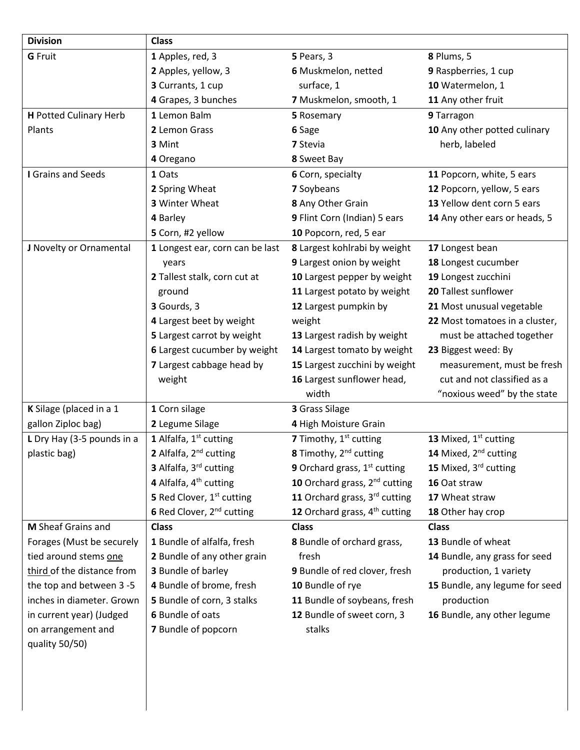| Division | Class | | |
|---|---|---|---|
| **G** Fruit | **1** Apples, red, 3<br>**2** Apples, yellow, 3<br>**3** Currants, 1 cup<br>**4** Grapes, 3 bunches | **5** Pears, 3<br>**6** Muskmelon, netted surface, 1<br>**7** Muskmelon, smooth, 1 | **8** Plums, 5<br>**9** Raspberries, 1 cup<br>**10** Watermelon, 1<br>**11** Any other fruit |
| **H** Potted Culinary Herb Plants | **1** Lemon Balm<br>**2** Lemon Grass<br>**3** Mint<br>**4** Oregano | **5** Rosemary<br>**6** Sage<br>**7** Stevia<br>**8** Sweet Bay | **9** Tarragon<br>**10** Any other potted culinary herb, labeled |
| **I** Grains and Seeds | **1** Oats<br>**2** Spring Wheat<br>**3** Winter Wheat<br>**4** Barley<br>**5** Corn, #2 yellow | **6** Corn, specialty<br>**7** Soybeans<br>**8** Any Other Grain<br>**9** Flint Corn (Indian) 5 ears<br>**10** Popcorn, red, 5 ear | **11** Popcorn, white, 5 ears<br>**12** Popcorn, yellow, 5 ears<br>**13** Yellow dent corn 5 ears<br>**14** Any other ears or heads, 5 |
| **J** Novelty or Ornamental | **1** Longest ear, corn can be last years<br>**2** Tallest stalk, corn cut at ground<br>**3** Gourds, 3<br>**4** Largest beet by weight<br>**5** Largest carrot by weight<br>**6** Largest cucumber by weight<br>**7** Largest cabbage head by weight | **8** Largest kohlrabi by weight<br>**9** Largest onion by weight<br>**10** Largest pepper by weight<br>**11** Largest potato by weight<br>**12** Largest pumpkin by weight<br>**13** Largest radish by weight<br>**14** Largest tomato by weight<br>**15** Largest zucchini by weight<br>**16** Largest sunflower head, width | **17** Longest bean<br>**18** Longest cucumber<br>**19** Longest zucchini<br>**20** Tallest sunflower<br>**21** Most unusual vegetable<br>**22** Most tomatoes in a cluster, must be attached together<br>**23** Biggest weed: By measurement, must be fresh cut and not classified as a "noxious weed" by the state |
| **K** Silage (placed in a 1 gallon Ziploc bag) | **1** Corn silage<br>**2** Legume Silage | **3** Grass Silage<br>**4** High Moisture Grain | |
| **L** Dry Hay (3-5 pounds in a plastic bag) | **1** Alfalfa, 1st cutting<br>**2** Alfalfa, 2nd cutting<br>**3** Alfalfa, 3rd cutting<br>**4** Alfalfa, 4th cutting<br>**5** Red Clover, 1st cutting<br>**6** Red Clover, 2nd cutting | **7** Timothy, 1st cutting<br>**8** Timothy, 2nd cutting<br>**9** Orchard grass, 1st cutting<br>**10** Orchard grass, 2nd cutting<br>**11** Orchard grass, 3rd cutting<br>**12** Orchard grass, 4th cutting | **13** Mixed, 1st cutting<br>**14** Mixed, 2nd cutting<br>**15** Mixed, 3rd cutting<br>**16** Oat straw<br>**17** Wheat straw<br>**18** Other hay crop |
| **M** Sheaf Grains and Forages (Must be securely tied around stems one third of the distance from the top and between 3 -5 inches in diameter. Grown in current year) (Judged on arrangement and quality 50/50) | **Class**<br>**1** Bundle of alfalfa, fresh<br>**2** Bundle of any other grain<br>**3** Bundle of barley<br>**4** Bundle of brome, fresh<br>**5** Bundle of corn, 3 stalks<br>**6** Bundle of oats<br>**7** Bundle of popcorn | **Class**<br>**8** Bundle of orchard grass, fresh<br>**9** Bundle of red clover, fresh<br>**10** Bundle of rye<br>**11** Bundle of soybeans, fresh<br>**12** Bundle of sweet corn, 3 stalks | **Class**<br>**13** Bundle of wheat<br>**14** Bundle, any grass for seed production, 1 variety<br>**15** Bundle, any legume for seed production<br>**16** Bundle, any other legume |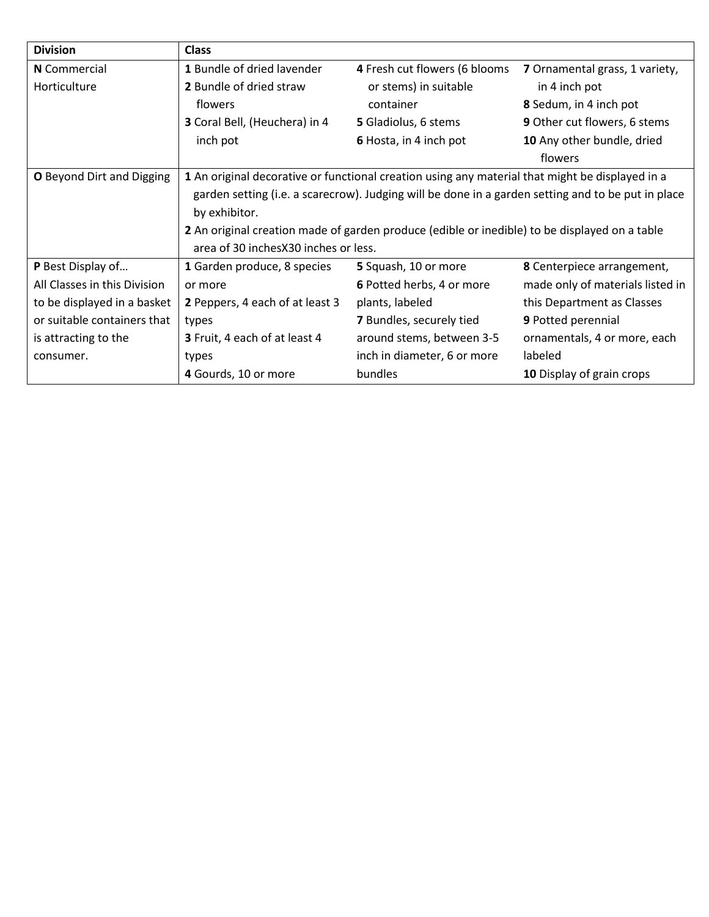| Division | Class |
|---|---|
| **N** Commercial Horticulture | **1** Bundle of dried lavender<br>**2** Bundle of dried straw flowers<br>**3** Coral Bell, (Heuchera) in 4 inch pot<br>**4** Fresh cut flowers (6 blooms or stems) in suitable container<br>**5** Gladiolus, 6 stems<br>**6** Hosta, in 4 inch pot<br>**7** Ornamental grass, 1 variety, in 4 inch pot<br>**8** Sedum, in 4 inch pot<br>**9** Other cut flowers, 6 stems<br>**10** Any other bundle, dried flowers |
| **O** Beyond Dirt and Digging | **1** An original decorative or functional creation using any material that might be displayed in a garden setting (i.e. a scarecrow). Judging will be done in a garden setting and to be put in place by exhibitor.<br>**2** An original creation made of garden produce (edible or inedible) to be displayed on a table area of 30 inchesX30 inches or less. |
| **P** Best Display of… All Classes in this Division to be displayed in a basket or suitable containers that is attracting to the consumer. | **1** Garden produce, 8 species or more<br>**2** Peppers, 4 each of at least 3 types<br>**3** Fruit, 4 each of at least 4 types<br>**4** Gourds, 10 or more<br>**5** Squash, 10 or more<br>**6** Potted herbs, 4 or more plants, labeled<br>**7** Bundles, securely tied around stems, between 3-5 inch in diameter, 6 or more bundles<br>**8** Centerpiece arrangement, made only of materials listed in this Department as Classes<br>**9** Potted perennial ornamentals, 4 or more, each labeled<br>**10** Display of grain crops |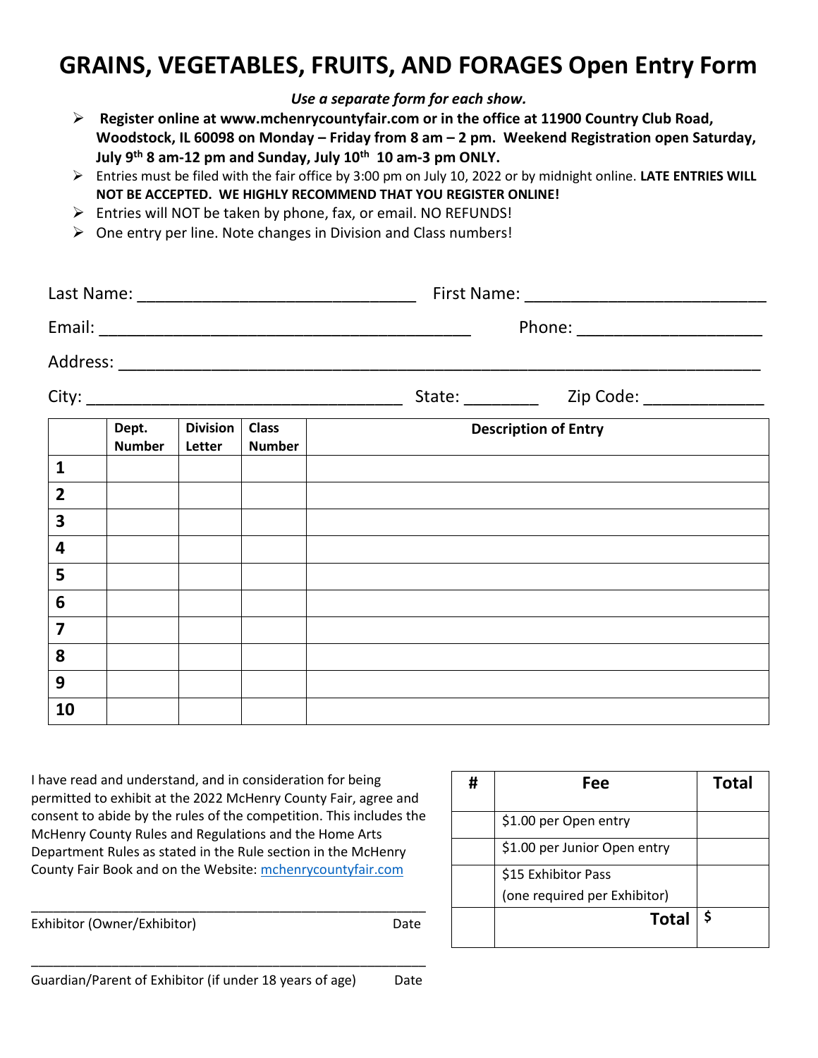# GRAINS, VEGETABLES, FRUITS, AND FORAGES Open Entry Form

*Use a separate form for each show.*

- **Register online at www.mchenrycountyfair.com or in the office at 11900 Country Club Road, Woodstock, IL 60098 on Monday – Friday from 8 am – 2 pm. Weekend Registration open Saturday, July 9th 8 am-12 pm and Sunday, July 10th 10 am-3 pm ONLY.**
- Entries must be filed with the fair office by 3:00 pm on July 10, 2022 or by midnight online. **LATE ENTRIES WILL NOT BE ACCEPTED. WE HIGHLY RECOMMEND THAT YOU REGISTER ONLINE!**
- Entries will NOT be taken by phone, fax, or email. NO REFUNDS!
- One entry per line. Note changes in Division and Class numbers!

Last Name: ______________________________ First Name: __________________________

Email: ________________________________________ Phone: ____________________

Address: ______________________________________________________________________

City: __________________________________ State: ________ Zip Code: _____________

| | Dept. Number | Division Letter | Class Number | Description of Entry |
|---|---|---|---|---|
| **1** | | | | |
| **2** | | | | |
| **3** | | | | |
| **4** | | | | |
| **5** | | | | |
| **6** | | | | |
| **7** | | | | |
| **8** | | | | |
| **9** | | | | |
| **10** | | | | |

I have read and understand, and in consideration for being permitted to exhibit at the 2022 McHenry County Fair, agree and consent to abide by the rules of the competition. This includes the McHenry County Rules and Regulations and the Home Arts Department Rules as stated in the Rule section in the McHenry County Fair Book and on the Website: mchenrycountyfair.com

______________________________________________________

Exhibitor (Owner/Exhibitor) Date

______________________________________________________

Guardian/Parent of Exhibitor (if under 18 years of age) Date

| # | Fee | Total |
|---|---|---|
| | $1.00 per Open entry | |
| | $1.00 per Junior Open entry | |
| | $15 Exhibitor Pass (one required per Exhibitor) | |
| | **Total** | $ |